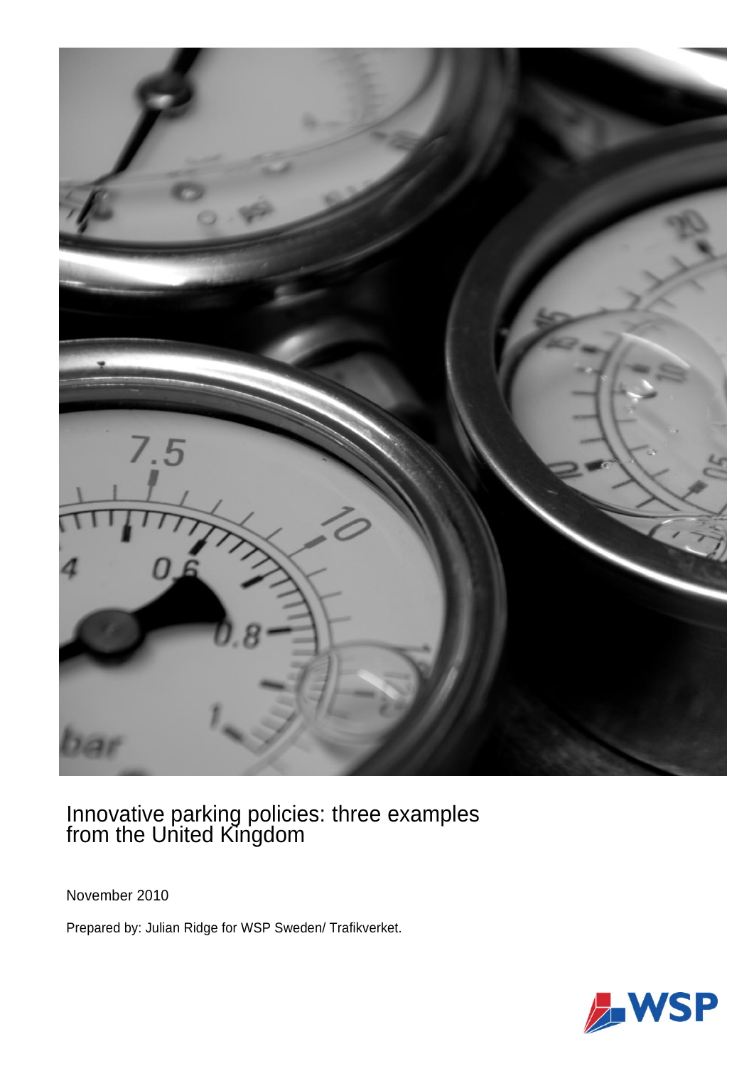# Innovative parking policies: three examples from the United Kingdom

November 2010

Prepared by: Julian Ridge for WSP Sweden/ Trafikverket.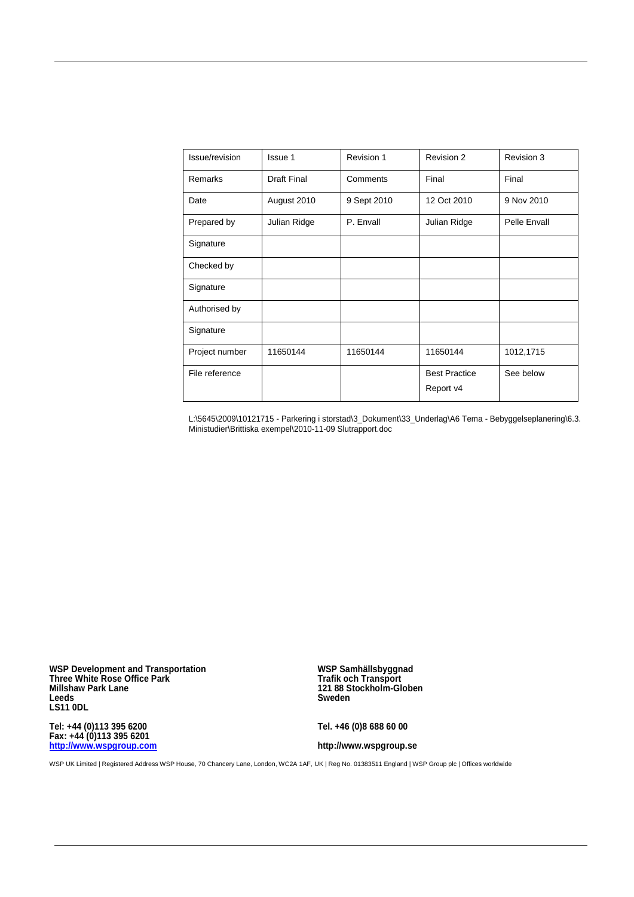| Issue/revision | Issue 1 | Revision 1 | Revision 2 | Revision 3 |
|---|---|---|---|---|
| Remarks | Draft Final | Comments | Final | Final |
| Date | August 2010 | 9 Sept 2010 | 12 Oct 2010 | 9 Nov 2010 |
| Prepared by | Julian Ridge | P. Envall | Julian Ridge | Pelle Envall |
| Signature | | | | |
| Checked by | | | | |
| Signature | | | | |
| Authorised by | | | | |
| Signature | | | | |
| Project number | 11650144 | 11650144 | 11650144 | 1012,1715 |
| File reference | | | Best Practice Report v4 | See below |

L:\5645\2009\10121715 - Parkering i storstad\3_Dokument\33_Underlag\A6 Tema - Bebyggelseplanering\6.3. Ministudier\Brittiska exempel\2010-11-09 Slutrapport.doc

**WSP Development and Transportation**
**Three White Rose Office Park**
**Millshaw Park Lane**
**Leeds**
**LS11 0DL**

**Tel: +44 (0)113 395 6200**
**Fax: +44 (0)113 395 6201**
**http://www.wspgroup.com**

**WSP Samhällsbyggnad**
**Trafik och Transport**
**121 88 Stockholm-Globen**
**Sweden**

**Tel. +46 (0)8 688 60 00**

**http://www.wspgroup.se**

WSP UK Limited | Registered Address WSP House, 70 Chancery Lane, London, WC2A 1AF, UK | Reg No. 01383511 England | WSP Group plc | Offices worldwide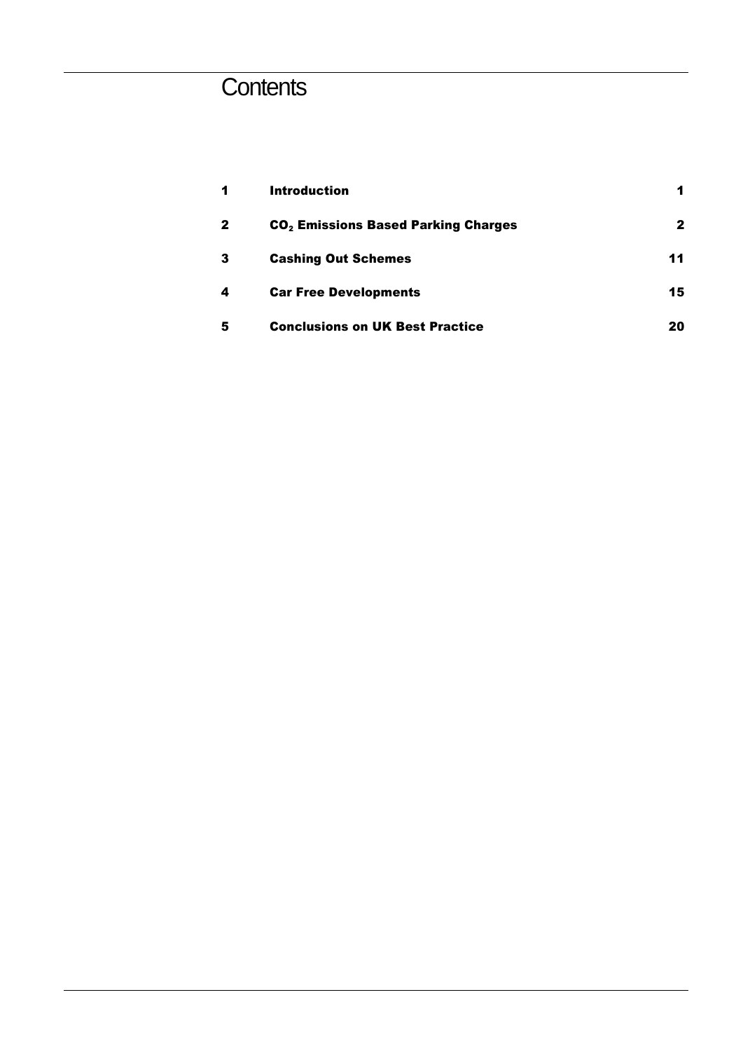# Contents

| | | |
|---|---|---|
| **1** | **Introduction** | **1** |
| **2** | **$CO_2$ Emissions Based Parking Charges** | **2** |
| **3** | **Cashing Out Schemes** | **11** |
| **4** | **Car Free Developments** | **15** |
| **5** | **Conclusions on UK Best Practice** | **20** |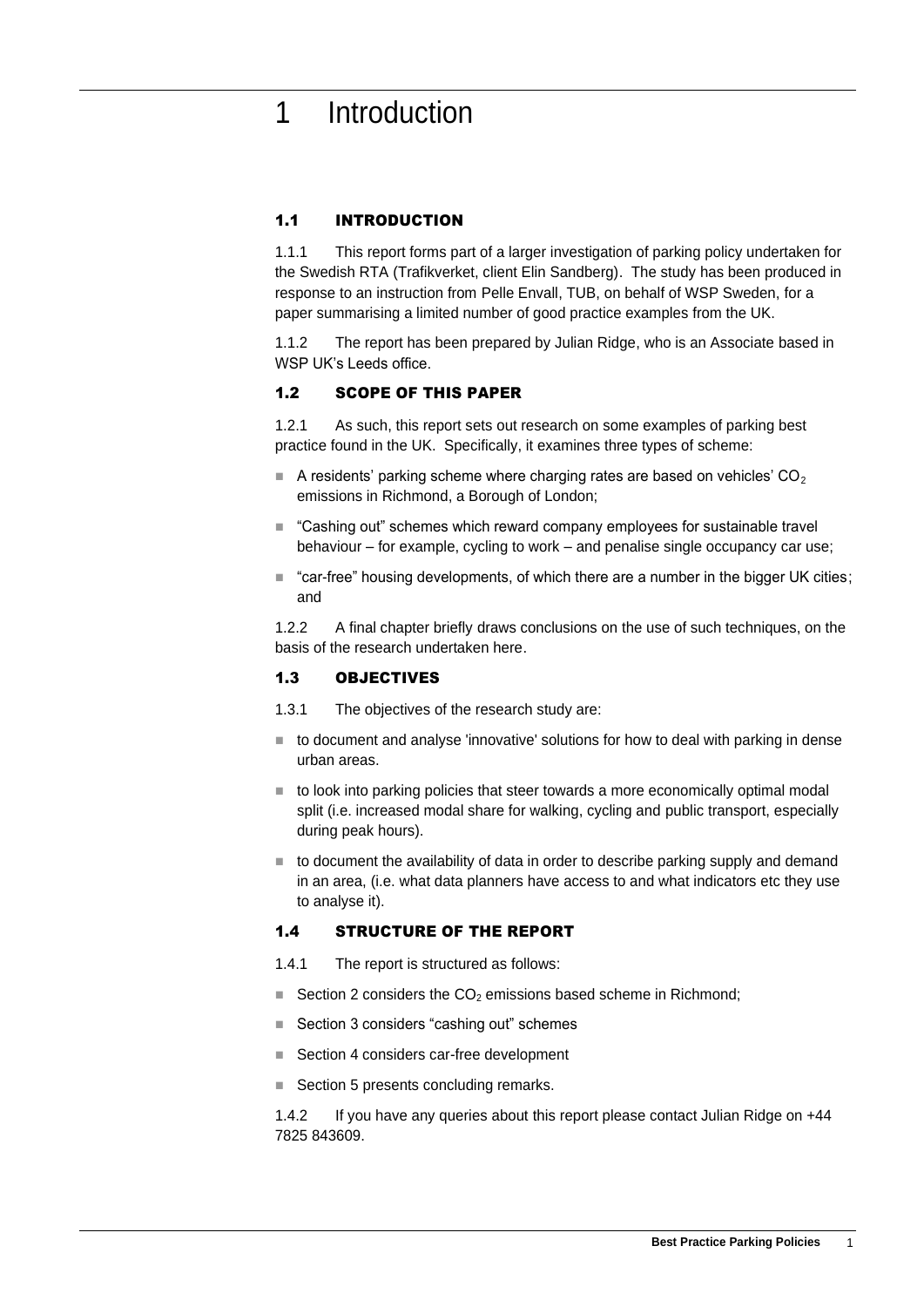# 1 Introduction

## 1.1 INTRODUCTION

1.1.1 This report forms part of a larger investigation of parking policy undertaken for the Swedish RTA (Trafikverket, client Elin Sandberg). The study has been produced in response to an instruction from Pelle Envall, TUB, on behalf of WSP Sweden, for a paper summarising a limited number of good practice examples from the UK.

1.1.2 The report has been prepared by Julian Ridge, who is an Associate based in WSP UK's Leeds office.

## 1.2 SCOPE OF THIS PAPER

1.2.1 As such, this report sets out research on some examples of parking best practice found in the UK. Specifically, it examines three types of scheme:

- A residents' parking scheme where charging rates are based on vehicles' $CO_2$ emissions in Richmond, a Borough of London;
- "Cashing out" schemes which reward company employees for sustainable travel behaviour – for example, cycling to work – and penalise single occupancy car use;
- "car-free" housing developments, of which there are a number in the bigger UK cities; and

1.2.2 A final chapter briefly draws conclusions on the use of such techniques, on the basis of the research undertaken here.

## 1.3 OBJECTIVES

1.3.1 The objectives of the research study are:

- to document and analyse 'innovative' solutions for how to deal with parking in dense urban areas.
- to look into parking policies that steer towards a more economically optimal modal split (i.e. increased modal share for walking, cycling and public transport, especially during peak hours).
- to document the availability of data in order to describe parking supply and demand in an area, (i.e. what data planners have access to and what indicators etc they use to analyse it).

## 1.4 STRUCTURE OF THE REPORT

1.4.1 The report is structured as follows:

- Section 2 considers the $CO_2$ emissions based scheme in Richmond;
- Section 3 considers "cashing out" schemes
- Section 4 considers car-free development
- Section 5 presents concluding remarks.

1.4.2 If you have any queries about this report please contact Julian Ridge on +44 7825 843609.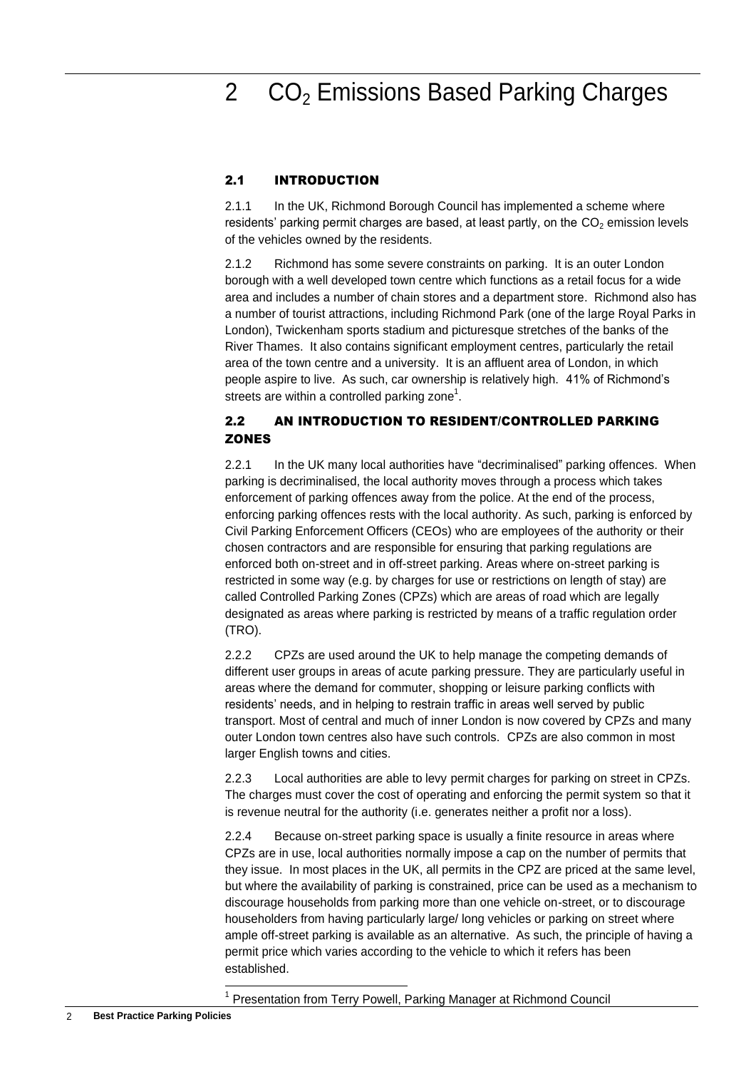# 2 $CO_2$ Emissions Based Parking Charges

## 2.1 INTRODUCTION

2.1.1 In the UK, Richmond Borough Council has implemented a scheme where residents' parking permit charges are based, at least partly, on the $CO_2$ emission levels of the vehicles owned by the residents.

2.1.2 Richmond has some severe constraints on parking. It is an outer London borough with a well developed town centre which functions as a retail focus for a wide area and includes a number of chain stores and a department store. Richmond also has a number of tourist attractions, including Richmond Park (one of the large Royal Parks in London), Twickenham sports stadium and picturesque stretches of the banks of the River Thames. It also contains significant employment centres, particularly the retail area of the town centre and a university. It is an affluent area of London, in which people aspire to live. As such, car ownership is relatively high. 41% of Richmond's streets are within a controlled parking zone[1].

## 2.2 AN INTRODUCTION TO RESIDENT/CONTROLLED PARKING ZONES

2.2.1 In the UK many local authorities have "decriminalised" parking offences. When parking is decriminalised, the local authority moves through a process which takes enforcement of parking offences away from the police. At the end of the process, enforcing parking offences rests with the local authority. As such, parking is enforced by Civil Parking Enforcement Officers (CEOs) who are employees of the authority or their chosen contractors and are responsible for ensuring that parking regulations are enforced both on-street and in off-street parking. Areas where on-street parking is restricted in some way (e.g. by charges for use or restrictions on length of stay) are called Controlled Parking Zones (CPZs) which are areas of road which are legally designated as areas where parking is restricted by means of a traffic regulation order (TRO).

2.2.2 CPZs are used around the UK to help manage the competing demands of different user groups in areas of acute parking pressure. They are particularly useful in areas where the demand for commuter, shopping or leisure parking conflicts with residents' needs, and in helping to restrain traffic in areas well served by public transport. Most of central and much of inner London is now covered by CPZs and many outer London town centres also have such controls. CPZs are also common in most larger English towns and cities.

2.2.3 Local authorities are able to levy permit charges for parking on street in CPZs. The charges must cover the cost of operating and enforcing the permit system so that it is revenue neutral for the authority (i.e. generates neither a profit nor a loss).

2.2.4 Because on-street parking space is usually a finite resource in areas where CPZs are in use, local authorities normally impose a cap on the number of permits that they issue. In most places in the UK, all permits in the CPZ are priced at the same level, but where the availability of parking is constrained, price can be used as a mechanism to discourage households from parking more than one vehicle on-street, or to discourage householders from having particularly large/ long vehicles or parking on street where ample off-street parking is available as an alternative. As such, the principle of having a permit price which varies according to the vehicle to which it refers has been established.

[1] Presentation from Terry Powell, Parking Manager at Richmond Council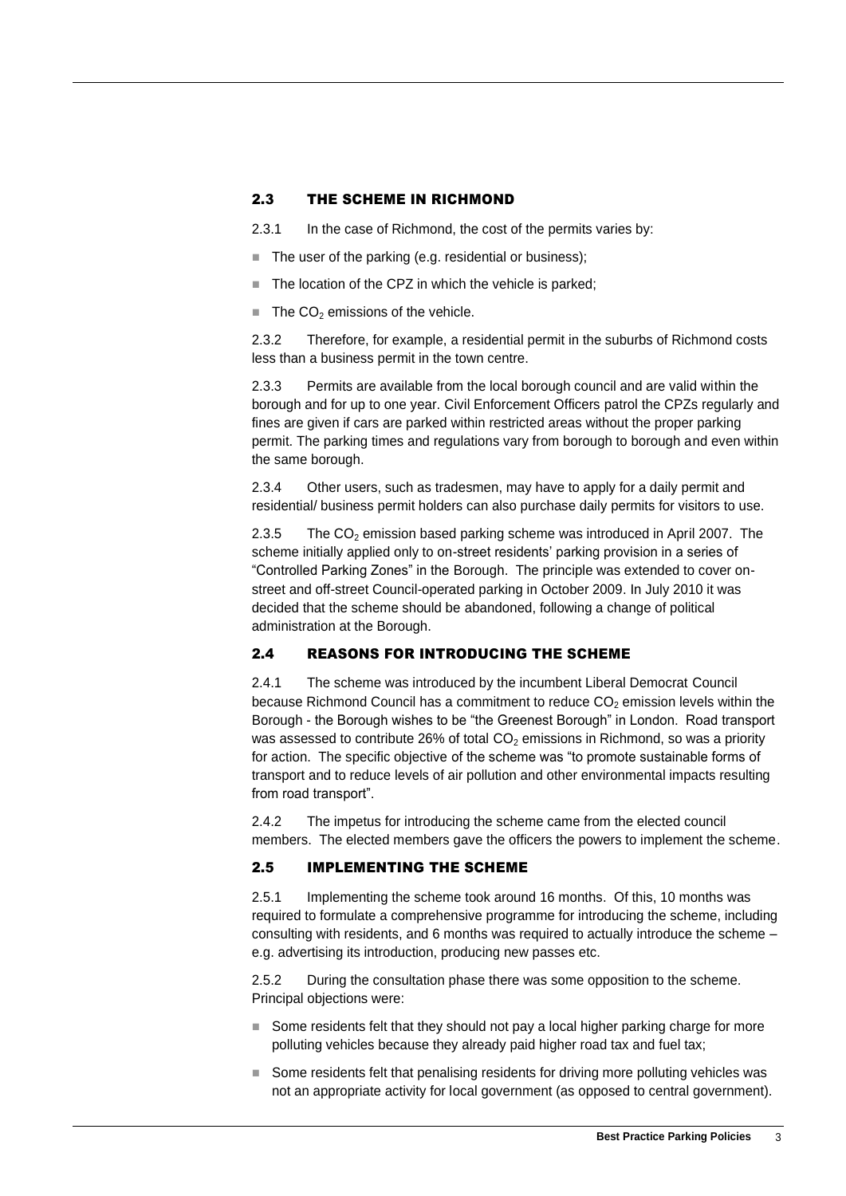## 2.3 THE SCHEME IN RICHMOND

2.3.1 In the case of Richmond, the cost of the permits varies by:

- The user of the parking (e.g. residential or business);
- The location of the CPZ in which the vehicle is parked;
- The $CO_2$ emissions of the vehicle.

2.3.2 Therefore, for example, a residential permit in the suburbs of Richmond costs less than a business permit in the town centre.

2.3.3 Permits are available from the local borough council and are valid within the borough and for up to one year. Civil Enforcement Officers patrol the CPZs regularly and fines are given if cars are parked within restricted areas without the proper parking permit. The parking times and regulations vary from borough to borough and even within the same borough.

2.3.4 Other users, such as tradesmen, may have to apply for a daily permit and residential/ business permit holders can also purchase daily permits for visitors to use.

2.3.5 The $CO_2$ emission based parking scheme was introduced in April 2007. The scheme initially applied only to on-street residents' parking provision in a series of "Controlled Parking Zones" in the Borough. The principle was extended to cover on-street and off-street Council-operated parking in October 2009. In July 2010 it was decided that the scheme should be abandoned, following a change of political administration at the Borough.

## 2.4 REASONS FOR INTRODUCING THE SCHEME

2.4.1 The scheme was introduced by the incumbent Liberal Democrat Council because Richmond Council has a commitment to reduce $CO_2$ emission levels within the Borough - the Borough wishes to be "the Greenest Borough" in London. Road transport was assessed to contribute 26% of total $CO_2$ emissions in Richmond, so was a priority for action. The specific objective of the scheme was "to promote sustainable forms of transport and to reduce levels of air pollution and other environmental impacts resulting from road transport".

2.4.2 The impetus for introducing the scheme came from the elected council members. The elected members gave the officers the powers to implement the scheme.

## 2.5 IMPLEMENTING THE SCHEME

2.5.1 Implementing the scheme took around 16 months. Of this, 10 months was required to formulate a comprehensive programme for introducing the scheme, including consulting with residents, and 6 months was required to actually introduce the scheme – e.g. advertising its introduction, producing new passes etc.

2.5.2 During the consultation phase there was some opposition to the scheme. Principal objections were:

- Some residents felt that they should not pay a local higher parking charge for more polluting vehicles because they already paid higher road tax and fuel tax;
- Some residents felt that penalising residents for driving more polluting vehicles was not an appropriate activity for local government (as opposed to central government).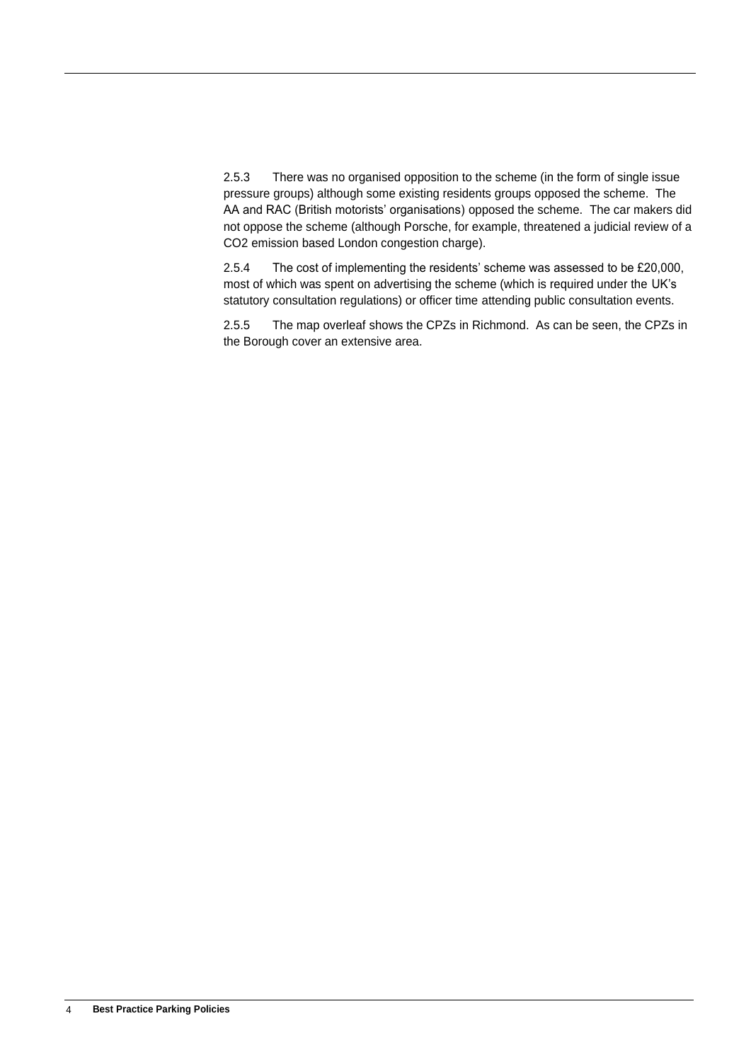2.5.3 There was no organised opposition to the scheme (in the form of single issue pressure groups) although some existing residents groups opposed the scheme. The AA and RAC (British motorists' organisations) opposed the scheme. The car makers did not oppose the scheme (although Porsche, for example, threatened a judicial review of a $CO_2$ emission based London congestion charge).

2.5.4 The cost of implementing the residents' scheme was assessed to be £20,000, most of which was spent on advertising the scheme (which is required under the UK's statutory consultation regulations) or officer time attending public consultation events.

2.5.5 The map overleaf shows the CPZs in Richmond. As can be seen, the CPZs in the Borough cover an extensive area.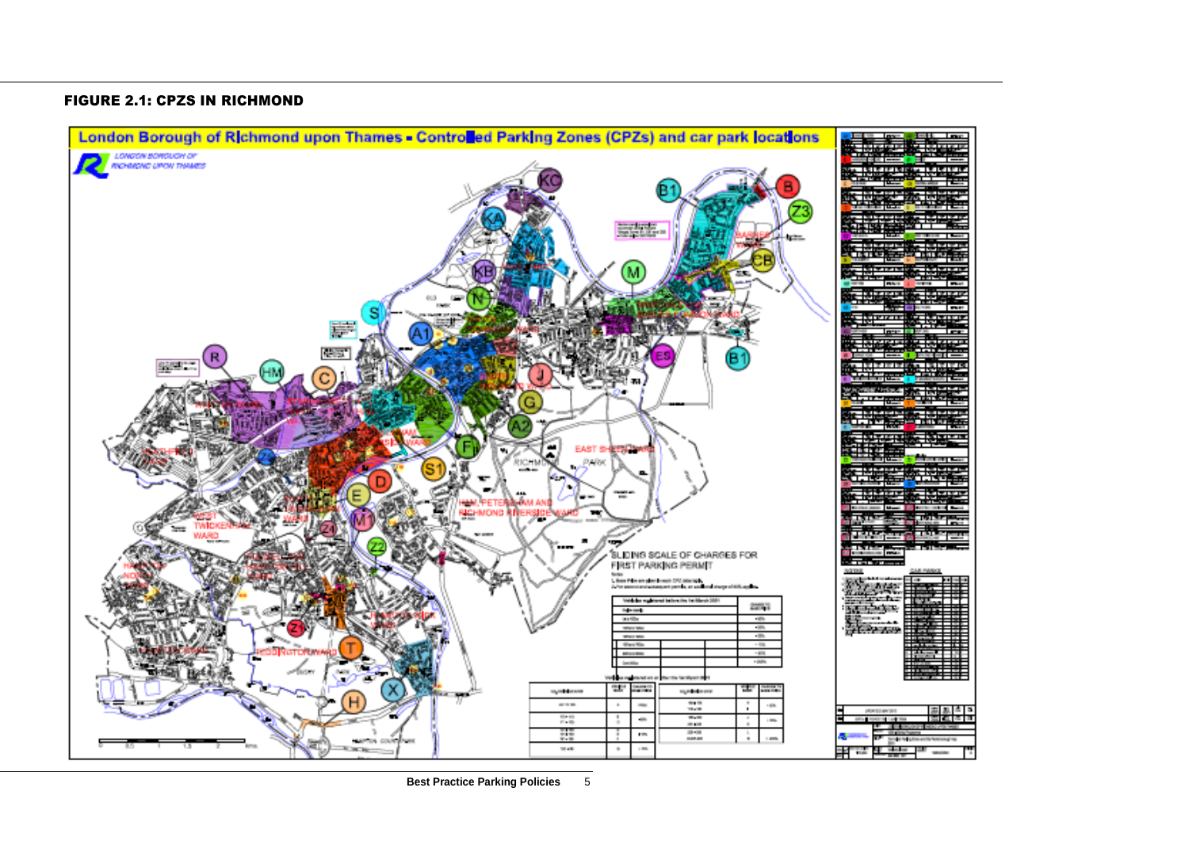**FIGURE 2.1: CPZS IN RICHMOND**

London Borough of Richmond upon Thames - Controlled Parking Zones (CPZs) and car park locations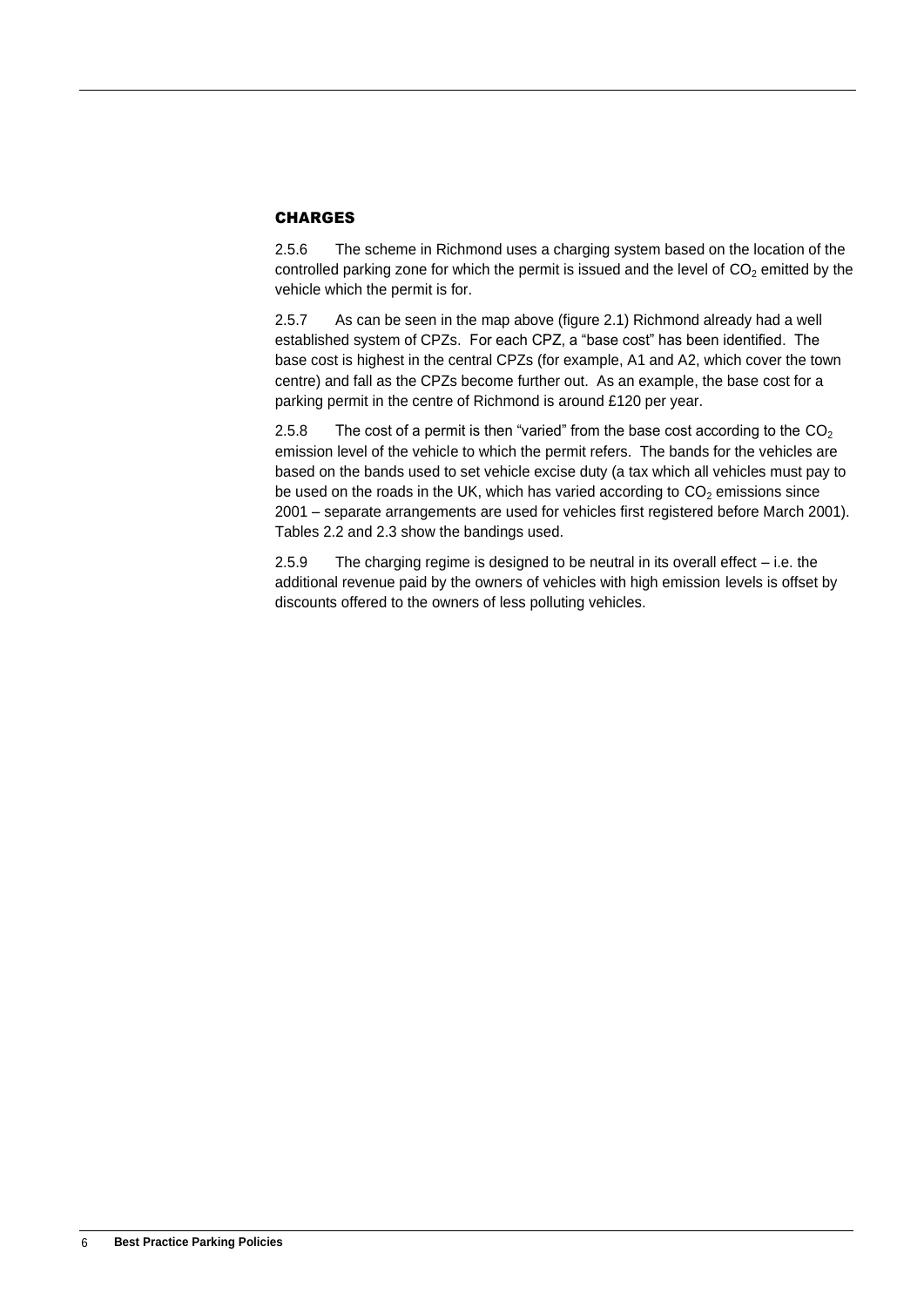## CHARGES

2.5.6 The scheme in Richmond uses a charging system based on the location of the controlled parking zone for which the permit is issued and the level of $CO_2$ emitted by the vehicle which the permit is for.

2.5.7 As can be seen in the map above (figure 2.1) Richmond already had a well established system of CPZs. For each CPZ, a "base cost" has been identified. The base cost is highest in the central CPZs (for example, A1 and A2, which cover the town centre) and fall as the CPZs become further out. As an example, the base cost for a parking permit in the centre of Richmond is around £120 per year.

2.5.8 The cost of a permit is then "varied" from the base cost according to the $CO_2$ emission level of the vehicle to which the permit refers. The bands for the vehicles are based on the bands used to set vehicle excise duty (a tax which all vehicles must pay to be used on the roads in the UK, which has varied according to $CO_2$ emissions since 2001 – separate arrangements are used for vehicles first registered before March 2001). Tables 2.2 and 2.3 show the bandings used.

2.5.9 The charging regime is designed to be neutral in its overall effect – i.e. the additional revenue paid by the owners of vehicles with high emission levels is offset by discounts offered to the owners of less polluting vehicles.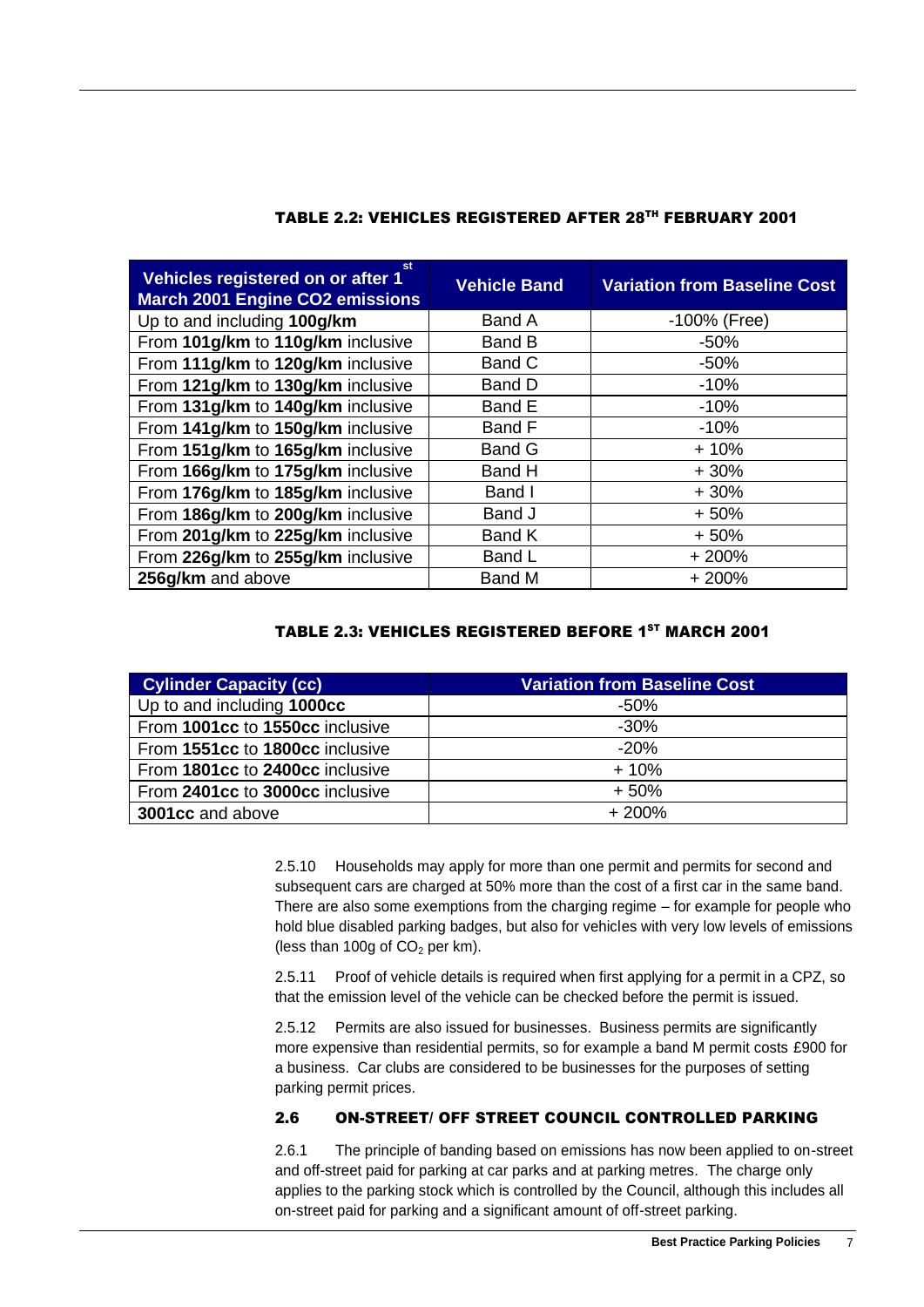### TABLE 2.2: VEHICLES REGISTERED AFTER 28TH FEBRUARY 2001

| Vehicles registered on or after 1st March 2001 Engine CO2 emissions | Vehicle Band | Variation from Baseline Cost |
|---|---|---|
| Up to and including **100g/km** | Band A | -100% (Free) |
| From **101g/km** to **110g/km** inclusive | Band B | -50% |
| From **111g/km** to **120g/km** inclusive | Band C | -50% |
| From **121g/km** to **130g/km** inclusive | Band D | -10% |
| From **131g/km** to **140g/km** inclusive | Band E | -10% |
| From **141g/km** to **150g/km** inclusive | Band F | -10% |
| From **151g/km** to **165g/km** inclusive | Band G | + 10% |
| From **166g/km** to **175g/km** inclusive | Band H | + 30% |
| From **176g/km** to **185g/km** inclusive | Band I | + 30% |
| From **186g/km** to **200g/km** inclusive | Band J | + 50% |
| From **201g/km** to **225g/km** inclusive | Band K | + 50% |
| From **226g/km** to **255g/km** inclusive | Band L | + 200% |
| **256g/km** and above | Band M | + 200% |

### TABLE 2.3: VEHICLES REGISTERED BEFORE 1ST MARCH 2001

| Cylinder Capacity (cc) | Variation from Baseline Cost |
|---|---|
| Up to and including **1000cc** | -50% |
| From **1001cc** to **1550cc** inclusive | -30% |
| From **1551cc** to **1800cc** inclusive | -20% |
| From **1801cc** to **2400cc** inclusive | + 10% |
| From **2401cc** to **3000cc** inclusive | + 50% |
| **3001cc** and above | + 200% |

2.5.10 Households may apply for more than one permit and permits for second and subsequent cars are charged at 50% more than the cost of a first car in the same band. There are also some exemptions from the charging regime – for example for people who hold blue disabled parking badges, but also for vehicles with very low levels of emissions (less than 100g of $CO_2$ per km).

2.5.11 Proof of vehicle details is required when first applying for a permit in a CPZ, so that the emission level of the vehicle can be checked before the permit is issued.

2.5.12 Permits are also issued for businesses. Business permits are significantly more expensive than residential permits, so for example a band M permit costs £900 for a business. Car clubs are considered to be businesses for the purposes of setting parking permit prices.

## 2.6 ON-STREET/ OFF STREET COUNCIL CONTROLLED PARKING

2.6.1 The principle of banding based on emissions has now been applied to on-street and off-street paid for parking at car parks and at parking metres. The charge only applies to the parking stock which is controlled by the Council, although this includes all on-street paid for parking and a significant amount of off-street parking.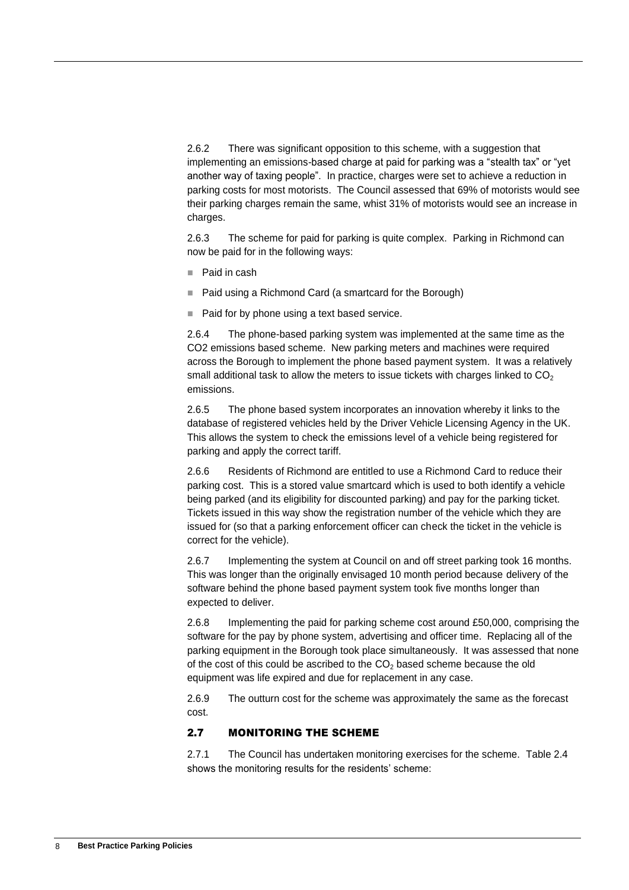2.6.2 There was significant opposition to this scheme, with a suggestion that implementing an emissions-based charge at paid for parking was a "stealth tax" or "yet another way of taxing people". In practice, charges were set to achieve a reduction in parking costs for most motorists. The Council assessed that 69% of motorists would see their parking charges remain the same, whilst 31% of motorists would see an increase in charges.

2.6.3 The scheme for paid for parking is quite complex. Parking in Richmond can now be paid for in the following ways:

- Paid in cash
- Paid using a Richmond Card (a smartcard for the Borough)
- Paid for by phone using a text based service.

2.6.4 The phone-based parking system was implemented at the same time as the CO2 emissions based scheme. New parking meters and machines were required across the Borough to implement the phone based payment system. It was a relatively small additional task to allow the meters to issue tickets with charges linked to $CO_2$ emissions.

2.6.5 The phone based system incorporates an innovation whereby it links to the database of registered vehicles held by the Driver Vehicle Licensing Agency in the UK. This allows the system to check the emissions level of a vehicle being registered for parking and apply the correct tariff.

2.6.6 Residents of Richmond are entitled to use a Richmond Card to reduce their parking cost. This is a stored value smartcard which is used to both identify a vehicle being parked (and its eligibility for discounted parking) and pay for the parking ticket. Tickets issued in this way show the registration number of the vehicle which they are issued for (so that a parking enforcement officer can check the ticket in the vehicle is correct for the vehicle).

2.6.7 Implementing the system at Council on and off street parking took 16 months. This was longer than the originally envisaged 10 month period because delivery of the software behind the phone based payment system took five months longer than expected to deliver.

2.6.8 Implementing the paid for parking scheme cost around £50,000, comprising the software for the pay by phone system, advertising and officer time. Replacing all of the parking equipment in the Borough took place simultaneously. It was assessed that none of the cost of this could be ascribed to the $CO_2$ based scheme because the old equipment was life expired and due for replacement in any case.

2.6.9 The outturn cost for the scheme was approximately the same as the forecast cost.

## 2.7 MONITORING THE SCHEME

2.7.1 The Council has undertaken monitoring exercises for the scheme. Table 2.4 shows the monitoring results for the residents' scheme: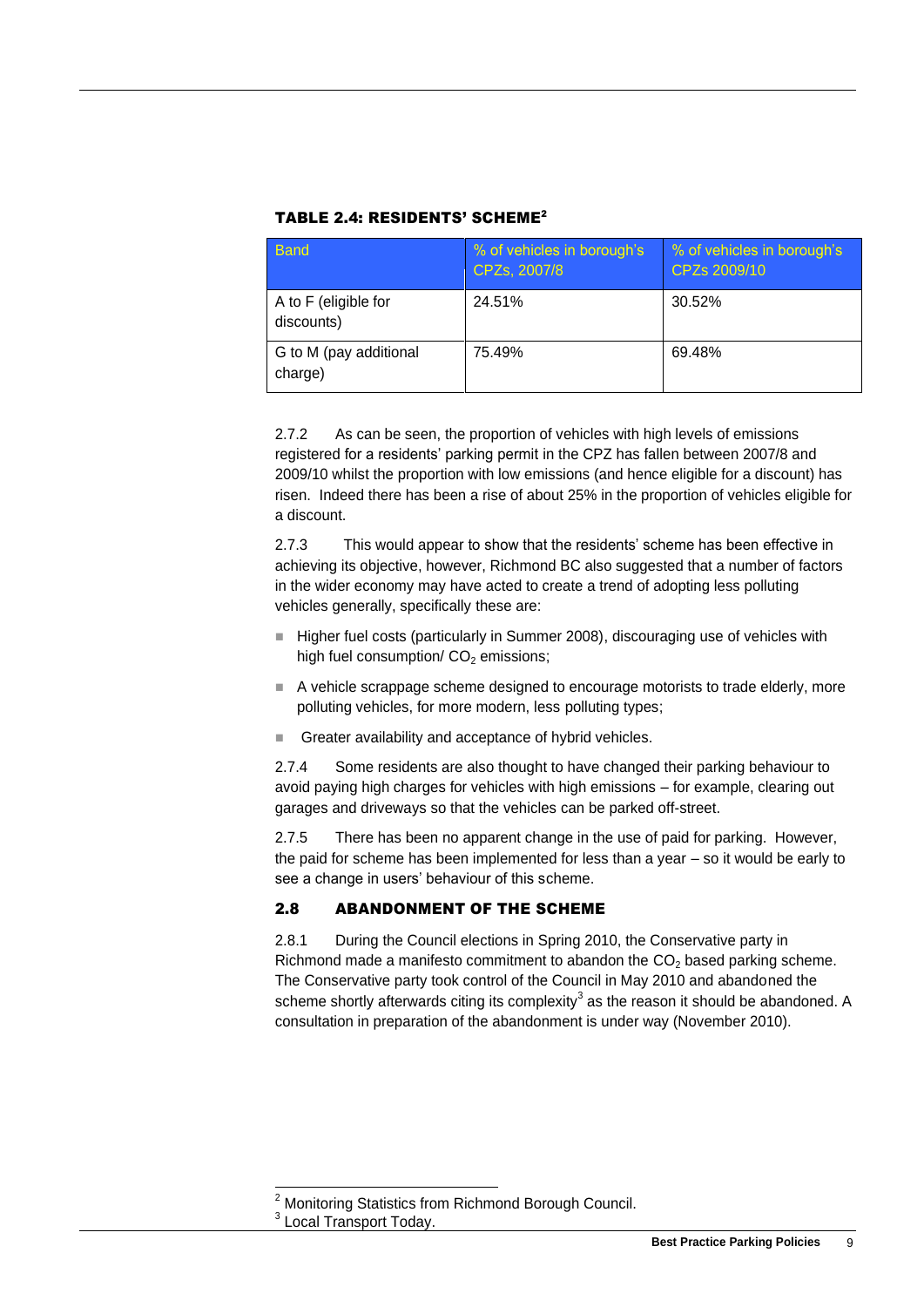**TABLE 2.4: RESIDENTS' SCHEME[2]**

| Band | % of vehicles in borough's CPZs, 2007/8 | % of vehicles in borough's CPZs 2009/10 |
|---|---|---|
| A to F (eligible for discounts) | 24.51% | 30.52% |
| G to M (pay additional charge) | 75.49% | 69.48% |

2.7.2 As can be seen, the proportion of vehicles with high levels of emissions registered for a residents' parking permit in the CPZ has fallen between 2007/8 and 2009/10 whilst the proportion with low emissions (and hence eligible for a discount) has risen. Indeed there has been a rise of about 25% in the proportion of vehicles eligible for a discount.

2.7.3 This would appear to show that the residents' scheme has been effective in achieving its objective, however, Richmond BC also suggested that a number of factors in the wider economy may have acted to create a trend of adopting less polluting vehicles generally, specifically these are:

- Higher fuel costs (particularly in Summer 2008), discouraging use of vehicles with high fuel consumption/ $CO_2$ emissions;
- A vehicle scrappage scheme designed to encourage motorists to trade elderly, more polluting vehicles, for more modern, less polluting types;
- Greater availability and acceptance of hybrid vehicles.

2.7.4 Some residents are also thought to have changed their parking behaviour to avoid paying high charges for vehicles with high emissions – for example, clearing out garages and driveways so that the vehicles can be parked off-street.

2.7.5 There has been no apparent change in the use of paid for parking. However, the paid for scheme has been implemented for less than a year – so it would be early to see a change in users' behaviour of this scheme.

## 2.8 ABANDONMENT OF THE SCHEME

2.8.1 During the Council elections in Spring 2010, the Conservative party in Richmond made a manifesto commitment to abandon the $CO_2$ based parking scheme. The Conservative party took control of the Council in May 2010 and abandoned the scheme shortly afterwards citing its complexity[3] as the reason it should be abandoned. A consultation in preparation of the abandonment is under way (November 2010).

---

[2] Monitoring Statistics from Richmond Borough Council.

[3] Local Transport Today.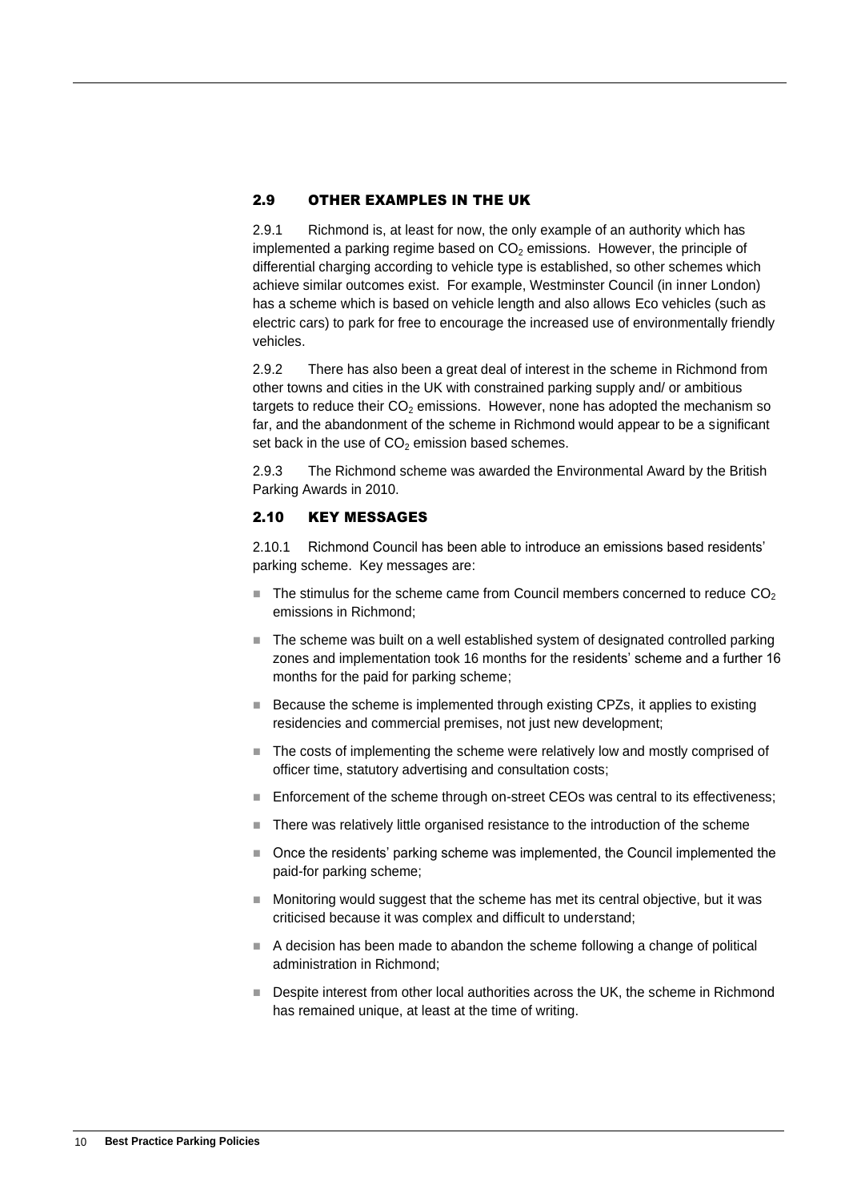## 2.9 OTHER EXAMPLES IN THE UK

2.9.1 Richmond is, at least for now, the only example of an authority which has implemented a parking regime based on $CO_2$ emissions. However, the principle of differential charging according to vehicle type is established, so other schemes which achieve similar outcomes exist. For example, Westminster Council (in inner London) has a scheme which is based on vehicle length and also allows Eco vehicles (such as electric cars) to park for free to encourage the increased use of environmentally friendly vehicles.

2.9.2 There has also been a great deal of interest in the scheme in Richmond from other towns and cities in the UK with constrained parking supply and/ or ambitious targets to reduce their $CO_2$ emissions. However, none has adopted the mechanism so far, and the abandonment of the scheme in Richmond would appear to be a significant set back in the use of $CO_2$ emission based schemes.

2.9.3 The Richmond scheme was awarded the Environmental Award by the British Parking Awards in 2010.

## 2.10 KEY MESSAGES

2.10.1 Richmond Council has been able to introduce an emissions based residents' parking scheme. Key messages are:

- The stimulus for the scheme came from Council members concerned to reduce $CO_2$ emissions in Richmond;
- The scheme was built on a well established system of designated controlled parking zones and implementation took 16 months for the residents' scheme and a further 16 months for the paid for parking scheme;
- Because the scheme is implemented through existing CPZs, it applies to existing residencies and commercial premises, not just new development;
- The costs of implementing the scheme were relatively low and mostly comprised of officer time, statutory advertising and consultation costs;
- Enforcement of the scheme through on-street CEOs was central to its effectiveness;
- There was relatively little organised resistance to the introduction of the scheme
- Once the residents' parking scheme was implemented, the Council implemented the paid-for parking scheme;
- Monitoring would suggest that the scheme has met its central objective, but it was criticised because it was complex and difficult to understand;
- A decision has been made to abandon the scheme following a change of political administration in Richmond;
- Despite interest from other local authorities across the UK, the scheme in Richmond has remained unique, at least at the time of writing.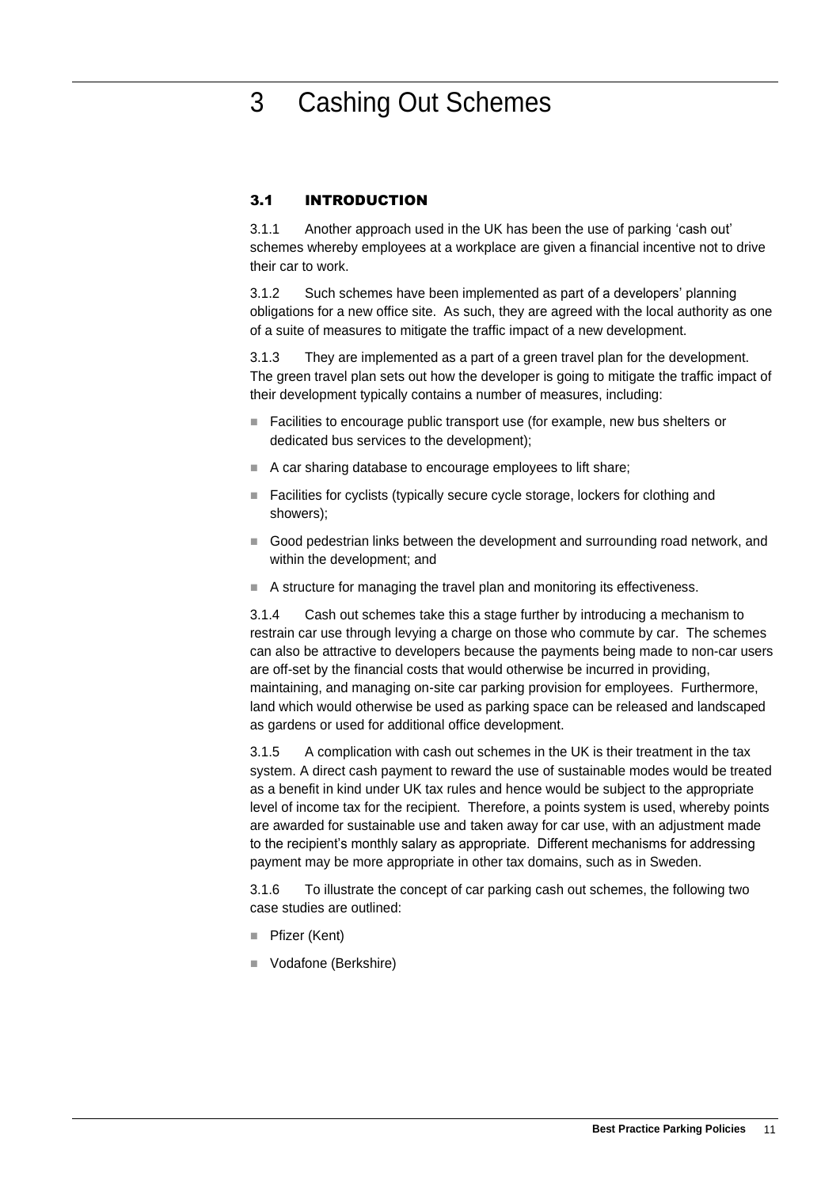# 3 Cashing Out Schemes

## 3.1 INTRODUCTION

3.1.1 Another approach used in the UK has been the use of parking 'cash out' schemes whereby employees at a workplace are given a financial incentive not to drive their car to work.

3.1.2 Such schemes have been implemented as part of a developers' planning obligations for a new office site. As such, they are agreed with the local authority as one of a suite of measures to mitigate the traffic impact of a new development.

3.1.3 They are implemented as a part of a green travel plan for the development. The green travel plan sets out how the developer is going to mitigate the traffic impact of their development typically contains a number of measures, including:

- Facilities to encourage public transport use (for example, new bus shelters or dedicated bus services to the development);
- A car sharing database to encourage employees to lift share;
- Facilities for cyclists (typically secure cycle storage, lockers for clothing and showers);
- Good pedestrian links between the development and surrounding road network, and within the development; and
- A structure for managing the travel plan and monitoring its effectiveness.

3.1.4 Cash out schemes take this a stage further by introducing a mechanism to restrain car use through levying a charge on those who commute by car. The schemes can also be attractive to developers because the payments being made to non-car users are off-set by the financial costs that would otherwise be incurred in providing, maintaining, and managing on-site car parking provision for employees. Furthermore, land which would otherwise be used as parking space can be released and landscaped as gardens or used for additional office development.

3.1.5 A complication with cash out schemes in the UK is their treatment in the tax system. A direct cash payment to reward the use of sustainable modes would be treated as a benefit in kind under UK tax rules and hence would be subject to the appropriate level of income tax for the recipient. Therefore, a points system is used, whereby points are awarded for sustainable use and taken away for car use, with an adjustment made to the recipient's monthly salary as appropriate. Different mechanisms for addressing payment may be more appropriate in other tax domains, such as in Sweden.

3.1.6 To illustrate the concept of car parking cash out schemes, the following two case studies are outlined:

- Pfizer (Kent)
- Vodafone (Berkshire)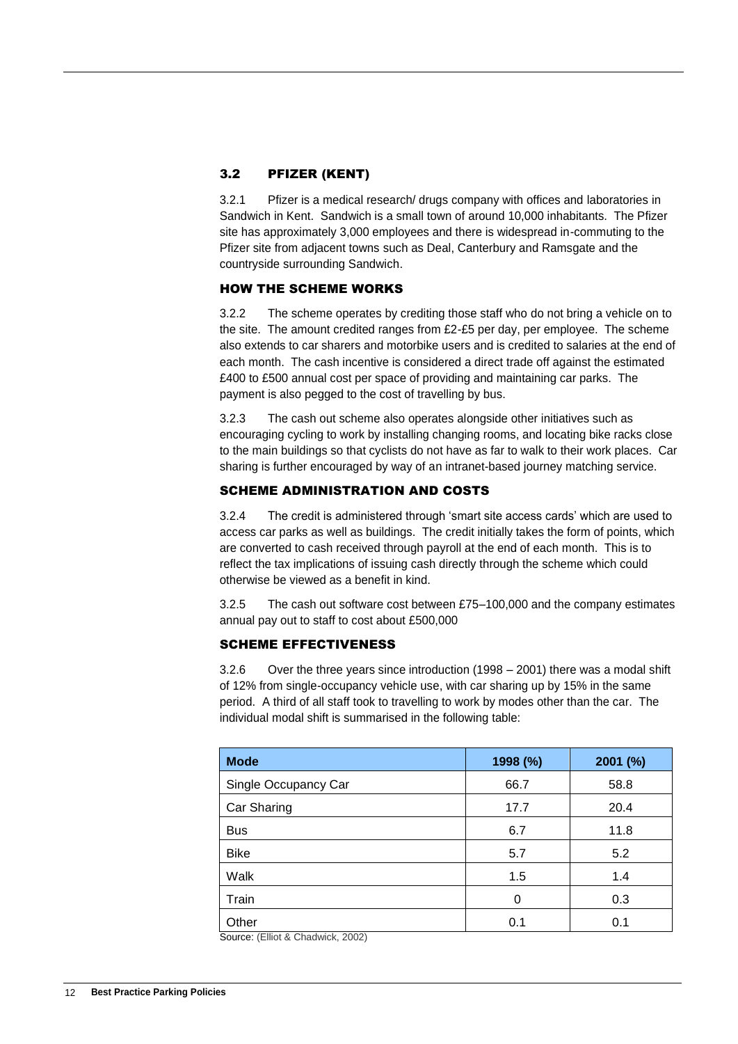## 3.2 PFIZER (KENT)

3.2.1 Pfizer is a medical research/ drugs company with offices and laboratories in Sandwich in Kent. Sandwich is a small town of around 10,000 inhabitants. The Pfizer site has approximately 3,000 employees and there is widespread in-commuting to the Pfizer site from adjacent towns such as Deal, Canterbury and Ramsgate and the countryside surrounding Sandwich.

### HOW THE SCHEME WORKS

3.2.2 The scheme operates by crediting those staff who do not bring a vehicle on to the site. The amount credited ranges from £2-£5 per day, per employee. The scheme also extends to car sharers and motorbike users and is credited to salaries at the end of each month. The cash incentive is considered a direct trade off against the estimated £400 to £500 annual cost per space of providing and maintaining car parks. The payment is also pegged to the cost of travelling by bus.

3.2.3 The cash out scheme also operates alongside other initiatives such as encouraging cycling to work by installing changing rooms, and locating bike racks close to the main buildings so that cyclists do not have as far to walk to their work places. Car sharing is further encouraged by way of an intranet-based journey matching service.

### SCHEME ADMINISTRATION AND COSTS

3.2.4 The credit is administered through 'smart site access cards' which are used to access car parks as well as buildings. The credit initially takes the form of points, which are converted to cash received through payroll at the end of each month. This is to reflect the tax implications of issuing cash directly through the scheme which could otherwise be viewed as a benefit in kind.

3.2.5 The cash out software cost between £75–100,000 and the company estimates annual pay out to staff to cost about £500,000

### SCHEME EFFECTIVENESS

3.2.6 Over the three years since introduction (1998 – 2001) there was a modal shift of 12% from single-occupancy vehicle use, with car sharing up by 15% in the same period. A third of all staff took to travelling to work by modes other than the car. The individual modal shift is summarised in the following table:

| Mode | 1998 (%) | 2001 (%) |
|---|---|---|
| Single Occupancy Car | 66.7 | 58.8 |
| Car Sharing | 17.7 | 20.4 |
| Bus | 6.7 | 11.8 |
| Bike | 5.7 | 5.2 |
| Walk | 1.5 | 1.4 |
| Train | 0 | 0.3 |
| Other | 0.1 | 0.1 |

Source: (Elliot & Chadwick, 2002)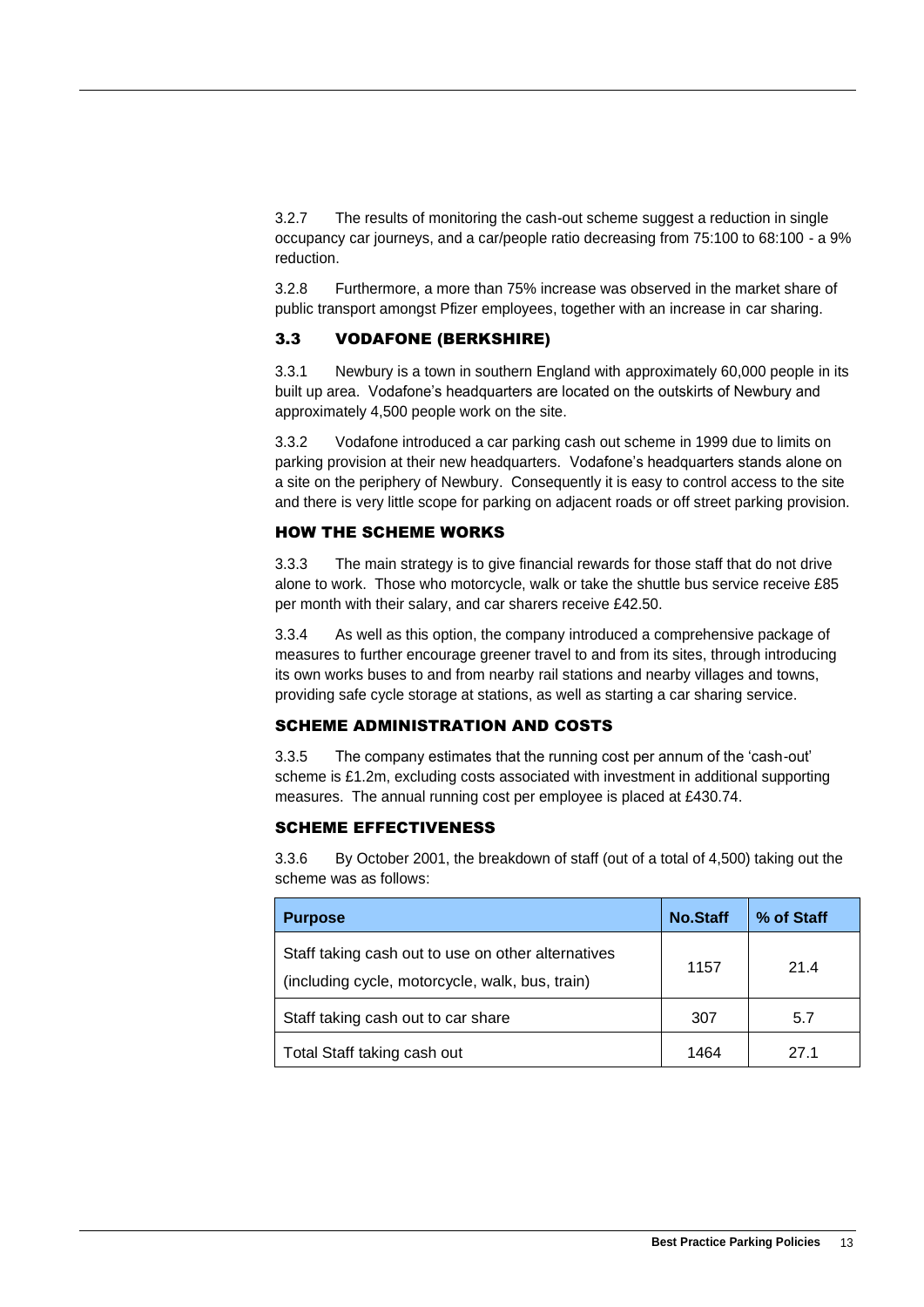3.2.7 The results of monitoring the cash-out scheme suggest a reduction in single occupancy car journeys, and a car/people ratio decreasing from 75:100 to 68:100 - a 9% reduction.

3.2.8 Furthermore, a more than 75% increase was observed in the market share of public transport amongst Pfizer employees, together with an increase in car sharing.

## 3.3 VODAFONE (BERKSHIRE)

3.3.1 Newbury is a town in southern England with approximately 60,000 people in its built up area. Vodafone's headquarters are located on the outskirts of Newbury and approximately 4,500 people work on the site.

3.3.2 Vodafone introduced a car parking cash out scheme in 1999 due to limits on parking provision at their new headquarters. Vodafone's headquarters stands alone on a site on the periphery of Newbury. Consequently it is easy to control access to the site and there is very little scope for parking on adjacent roads or off street parking provision.

### HOW THE SCHEME WORKS

3.3.3 The main strategy is to give financial rewards for those staff that do not drive alone to work. Those who motorcycle, walk or take the shuttle bus service receive £85 per month with their salary, and car sharers receive £42.50.

3.3.4 As well as this option, the company introduced a comprehensive package of measures to further encourage greener travel to and from its sites, through introducing its own works buses to and from nearby rail stations and nearby villages and towns, providing safe cycle storage at stations, as well as starting a car sharing service.

### SCHEME ADMINISTRATION AND COSTS

3.3.5 The company estimates that the running cost per annum of the 'cash-out' scheme is £1.2m, excluding costs associated with investment in additional supporting measures. The annual running cost per employee is placed at £430.74.

### SCHEME EFFECTIVENESS

3.3.6 By October 2001, the breakdown of staff (out of a total of 4,500) taking out the scheme was as follows:

| Purpose | No.Staff | % of Staff |
|---|---|---|
| Staff taking cash out to use on other alternatives (including cycle, motorcycle, walk, bus, train) | 1157 | 21.4 |
| Staff taking cash out to car share | 307 | 5.7 |
| Total Staff taking cash out | 1464 | 27.1 |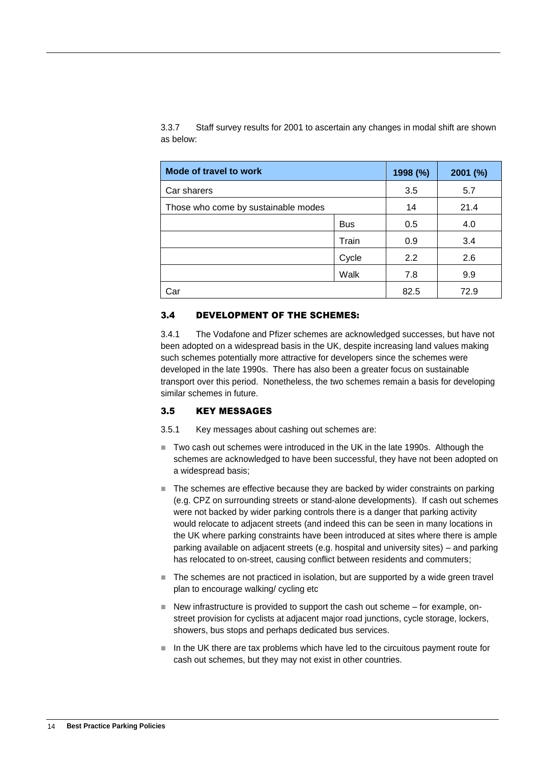3.3.7 Staff survey results for 2001 to ascertain any changes in modal shift are shown as below:

| Mode of travel to work | | 1998 (%) | 2001 (%) |
|---|---|---|---|
| Car sharers | | 3.5 | 5.7 |
| Those who come by sustainable modes | | 14 | 21.4 |
| | Bus | 0.5 | 4.0 |
| | Train | 0.9 | 3.4 |
| | Cycle | 2.2 | 2.6 |
| | Walk | 7.8 | 9.9 |
| Car | | 82.5 | 72.9 |

## 3.4 DEVELOPMENT OF THE SCHEMES:

3.4.1 The Vodafone and Pfizer schemes are acknowledged successes, but have not been adopted on a widespread basis in the UK, despite increasing land values making such schemes potentially more attractive for developers since the schemes were developed in the late 1990s. There has also been a greater focus on sustainable transport over this period. Nonetheless, the two schemes remain a basis for developing similar schemes in future.

## 3.5 KEY MESSAGES

3.5.1 Key messages about cashing out schemes are:

- Two cash out schemes were introduced in the UK in the late 1990s. Although the schemes are acknowledged to have been successful, they have not been adopted on a widespread basis;
- The schemes are effective because they are backed by wider constraints on parking (e.g. CPZ on surrounding streets or stand-alone developments). If cash out schemes were not backed by wider parking controls there is a danger that parking activity would relocate to adjacent streets (and indeed this can be seen in many locations in the UK where parking constraints have been introduced at sites where there is ample parking available on adjacent streets (e.g. hospital and university sites) – and parking has relocated to on-street, causing conflict between residents and commuters;
- The schemes are not practiced in isolation, but are supported by a wide green travel plan to encourage walking/ cycling etc
- New infrastructure is provided to support the cash out scheme – for example, on-street provision for cyclists at adjacent major road junctions, cycle storage, lockers, showers, bus stops and perhaps dedicated bus services.
- In the UK there are tax problems which have led to the circuitous payment route for cash out schemes, but they may not exist in other countries.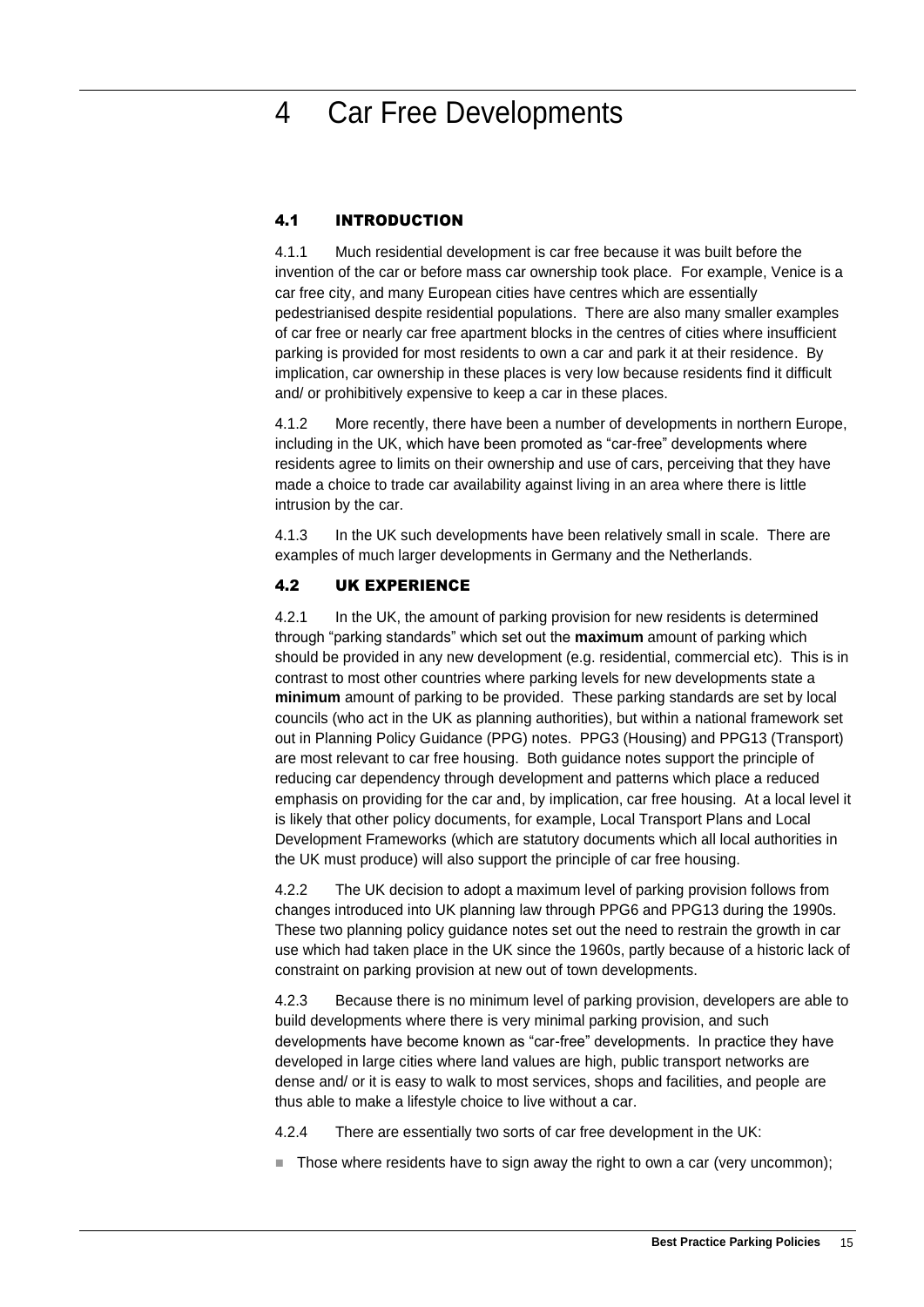# 4 Car Free Developments

## 4.1 INTRODUCTION

4.1.1 Much residential development is car free because it was built before the invention of the car or before mass car ownership took place. For example, Venice is a car free city, and many European cities have centres which are essentially pedestrianised despite residential populations. There are also many smaller examples of car free or nearly car free apartment blocks in the centres of cities where insufficient parking is provided for most residents to own a car and park it at their residence. By implication, car ownership in these places is very low because residents find it difficult and/ or prohibitively expensive to keep a car in these places.

4.1.2 More recently, there have been a number of developments in northern Europe, including in the UK, which have been promoted as "car-free" developments where residents agree to limits on their ownership and use of cars, perceiving that they have made a choice to trade car availability against living in an area where there is little intrusion by the car.

4.1.3 In the UK such developments have been relatively small in scale. There are examples of much larger developments in Germany and the Netherlands.

## 4.2 UK EXPERIENCE

4.2.1 In the UK, the amount of parking provision for new residents is determined through "parking standards" which set out the **maximum** amount of parking which should be provided in any new development (e.g. residential, commercial etc). This is in contrast to most other countries where parking levels for new developments state a **minimum** amount of parking to be provided. These parking standards are set by local councils (who act in the UK as planning authorities), but within a national framework set out in Planning Policy Guidance (PPG) notes. PPG3 (Housing) and PPG13 (Transport) are most relevant to car free housing. Both guidance notes support the principle of reducing car dependency through development and patterns which place a reduced emphasis on providing for the car and, by implication, car free housing. At a local level it is likely that other policy documents, for example, Local Transport Plans and Local Development Frameworks (which are statutory documents which all local authorities in the UK must produce) will also support the principle of car free housing.

4.2.2 The UK decision to adopt a maximum level of parking provision follows from changes introduced into UK planning law through PPG6 and PPG13 during the 1990s. These two planning policy guidance notes set out the need to restrain the growth in car use which had taken place in the UK since the 1960s, partly because of a historic lack of constraint on parking provision at new out of town developments.

4.2.3 Because there is no minimum level of parking provision, developers are able to build developments where there is very minimal parking provision, and such developments have become known as "car-free" developments. In practice they have developed in large cities where land values are high, public transport networks are dense and/ or it is easy to walk to most services, shops and facilities, and people are thus able to make a lifestyle choice to live without a car.

4.2.4 There are essentially two sorts of car free development in the UK:

- Those where residents have to sign away the right to own a car (very uncommon);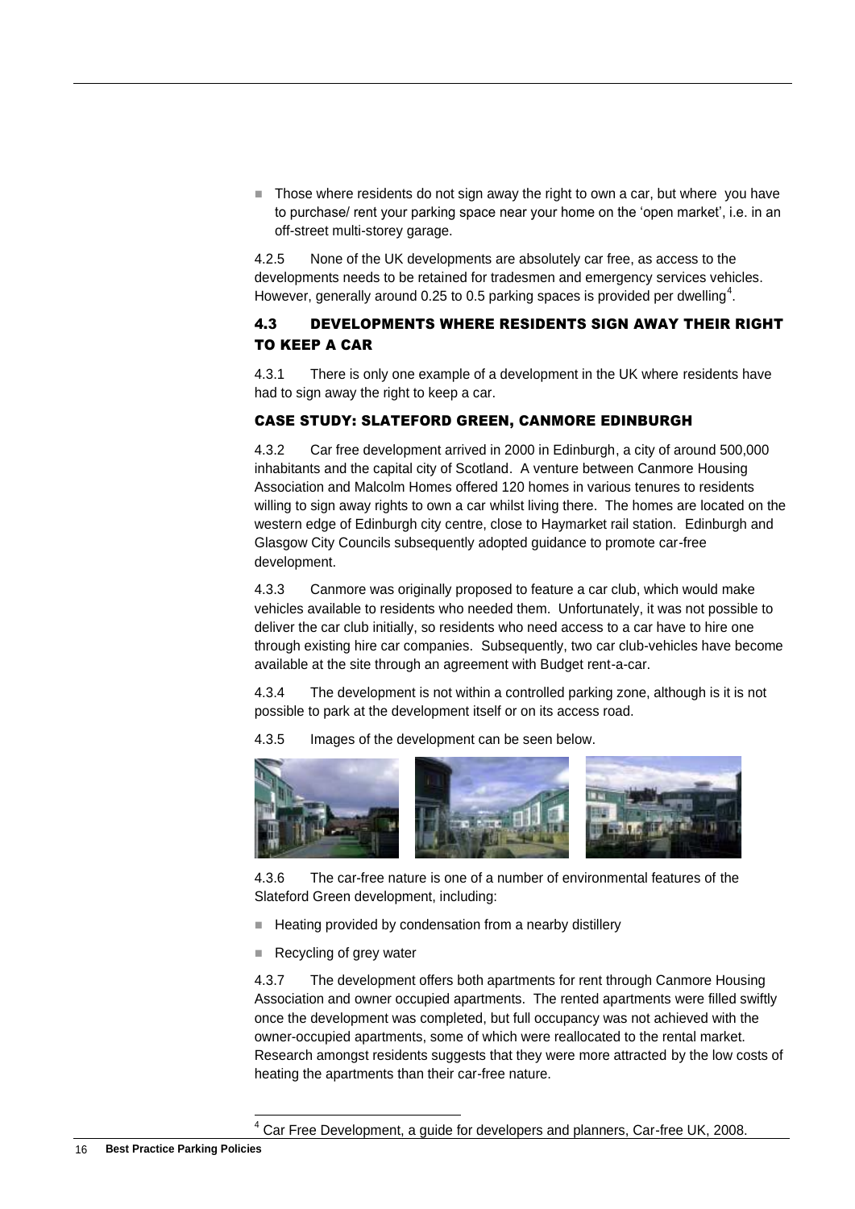- Those where residents do not sign away the right to own a car, but where you have to purchase/ rent your parking space near your home on the 'open market', i.e. in an off-street multi-storey garage.

4.2.5 None of the UK developments are absolutely car free, as access to the developments needs to be retained for tradesmen and emergency services vehicles. However, generally around 0.25 to 0.5 parking spaces is provided per dwelling[4].

## 4.3 DEVELOPMENTS WHERE RESIDENTS SIGN AWAY THEIR RIGHT TO KEEP A CAR

4.3.1 There is only one example of a development in the UK where residents have had to sign away the right to keep a car.

### CASE STUDY: SLATEFORD GREEN, CANMORE EDINBURGH

4.3.2 Car free development arrived in 2000 in Edinburgh, a city of around 500,000 inhabitants and the capital city of Scotland. A venture between Canmore Housing Association and Malcolm Homes offered 120 homes in various tenures to residents willing to sign away rights to own a car whilst living there. The homes are located on the western edge of Edinburgh city centre, close to Haymarket rail station. Edinburgh and Glasgow City Councils subsequently adopted guidance to promote car-free development.

4.3.3 Canmore was originally proposed to feature a car club, which would make vehicles available to residents who needed them. Unfortunately, it was not possible to deliver the car club initially, so residents who need access to a car have to hire one through existing hire car companies. Subsequently, two car club-vehicles have become available at the site through an agreement with Budget rent-a-car.

4.3.4 The development is not within a controlled parking zone, although is it is not possible to park at the development itself or on its access road.

4.3.5 Images of the development can be seen below.

4.3.6 The car-free nature is one of a number of environmental features of the Slateford Green development, including:

- Heating provided by condensation from a nearby distillery
- Recycling of grey water

4.3.7 The development offers both apartments for rent through Canmore Housing Association and owner occupied apartments. The rented apartments were filled swiftly once the development was completed, but full occupancy was not achieved with the owner-occupied apartments, some of which were reallocated to the rental market. Research amongst residents suggests that they were more attracted by the low costs of heating the apartments than their car-free nature.

[4] Car Free Development, a guide for developers and planners, Car-free UK, 2008.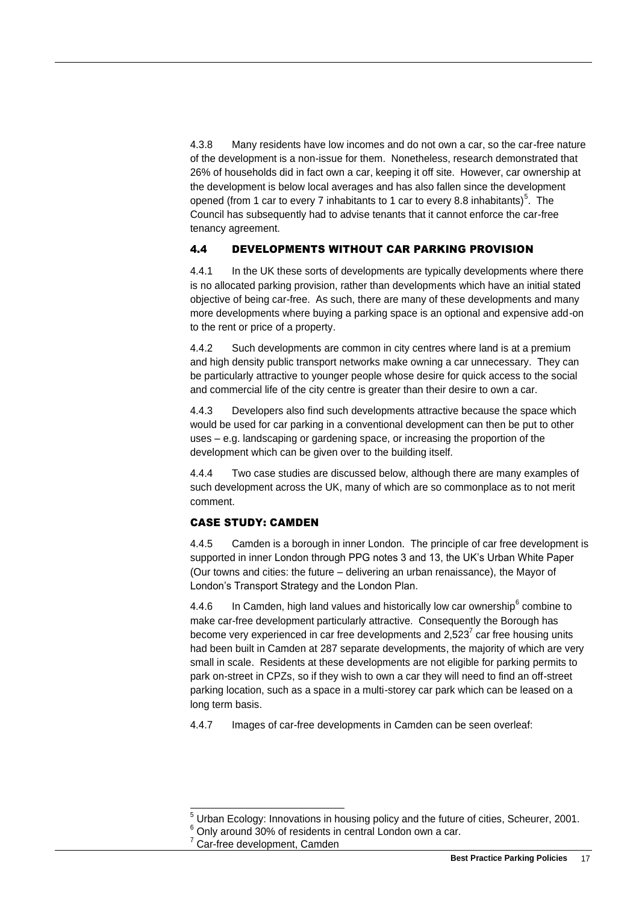4.3.8 Many residents have low incomes and do not own a car, so the car-free nature of the development is a non-issue for them. Nonetheless, research demonstrated that 26% of households did in fact own a car, keeping it off site. However, car ownership at the development is below local averages and has also fallen since the development opened (from 1 car to every 7 inhabitants to 1 car to every 8.8 inhabitants)[5]. The Council has subsequently had to advise tenants that it cannot enforce the car-free tenancy agreement.

## 4.4 DEVELOPMENTS WITHOUT CAR PARKING PROVISION

4.4.1 In the UK these sorts of developments are typically developments where there is no allocated parking provision, rather than developments which have an initial stated objective of being car-free. As such, there are many of these developments and many more developments where buying a parking space is an optional and expensive add-on to the rent or price of a property.

4.4.2 Such developments are common in city centres where land is at a premium and high density public transport networks make owning a car unnecessary. They can be particularly attractive to younger people whose desire for quick access to the social and commercial life of the city centre is greater than their desire to own a car.

4.4.3 Developers also find such developments attractive because the space which would be used for car parking in a conventional development can then be put to other uses – e.g. landscaping or gardening space, or increasing the proportion of the development which can be given over to the building itself.

4.4.4 Two case studies are discussed below, although there are many examples of such development across the UK, many of which are so commonplace as to not merit comment.

### CASE STUDY: CAMDEN

4.4.5 Camden is a borough in inner London. The principle of car free development is supported in inner London through PPG notes 3 and 13, the UK's Urban White Paper (Our towns and cities: the future – delivering an urban renaissance), the Mayor of London's Transport Strategy and the London Plan.

4.4.6 In Camden, high land values and historically low car ownership[6] combine to make car-free development particularly attractive. Consequently the Borough has become very experienced in car free developments and 2,523[7] car free housing units had been built in Camden at 287 separate developments, the majority of which are very small in scale. Residents at these developments are not eligible for parking permits to park on-street in CPZs, so if they wish to own a car they will need to find an off-street parking location, such as a space in a multi-storey car park which can be leased on a long term basis.

4.4.7 Images of car-free developments in Camden can be seen overleaf:

---

[5] Urban Ecology: Innovations in housing policy and the future of cities, Scheurer, 2001.

[6] Only around 30% of residents in central London own a car.

[7] Car-free development, Camden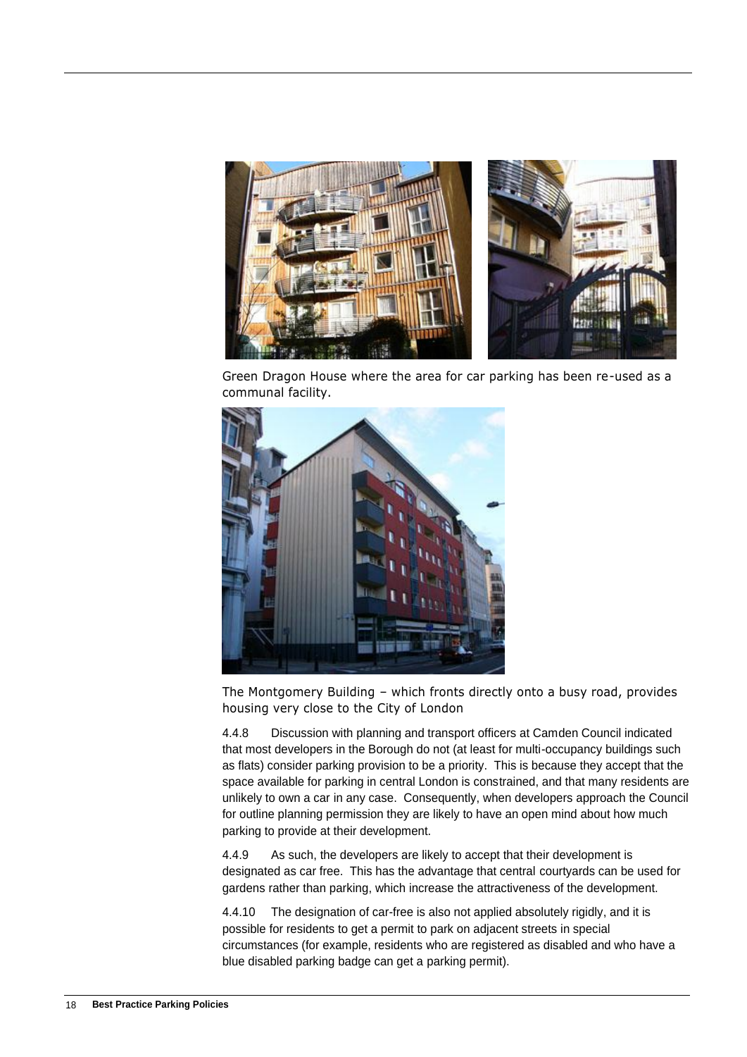Green Dragon House where the area for car parking has been re-used as a communal facility.

The Montgomery Building – which fronts directly onto a busy road, provides housing very close to the City of London

4.4.8 Discussion with planning and transport officers at Camden Council indicated that most developers in the Borough do not (at least for multi-occupancy buildings such as flats) consider parking provision to be a priority. This is because they accept that the space available for parking in central London is constrained, and that many residents are unlikely to own a car in any case. Consequently, when developers approach the Council for outline planning permission they are likely to have an open mind about how much parking to provide at their development.

4.4.9 As such, the developers are likely to accept that their development is designated as car free. This has the advantage that central courtyards can be used for gardens rather than parking, which increase the attractiveness of the development.

4.4.10 The designation of car-free is also not applied absolutely rigidly, and it is possible for residents to get a permit to park on adjacent streets in special circumstances (for example, residents who are registered as disabled and who have a blue disabled parking badge can get a parking permit).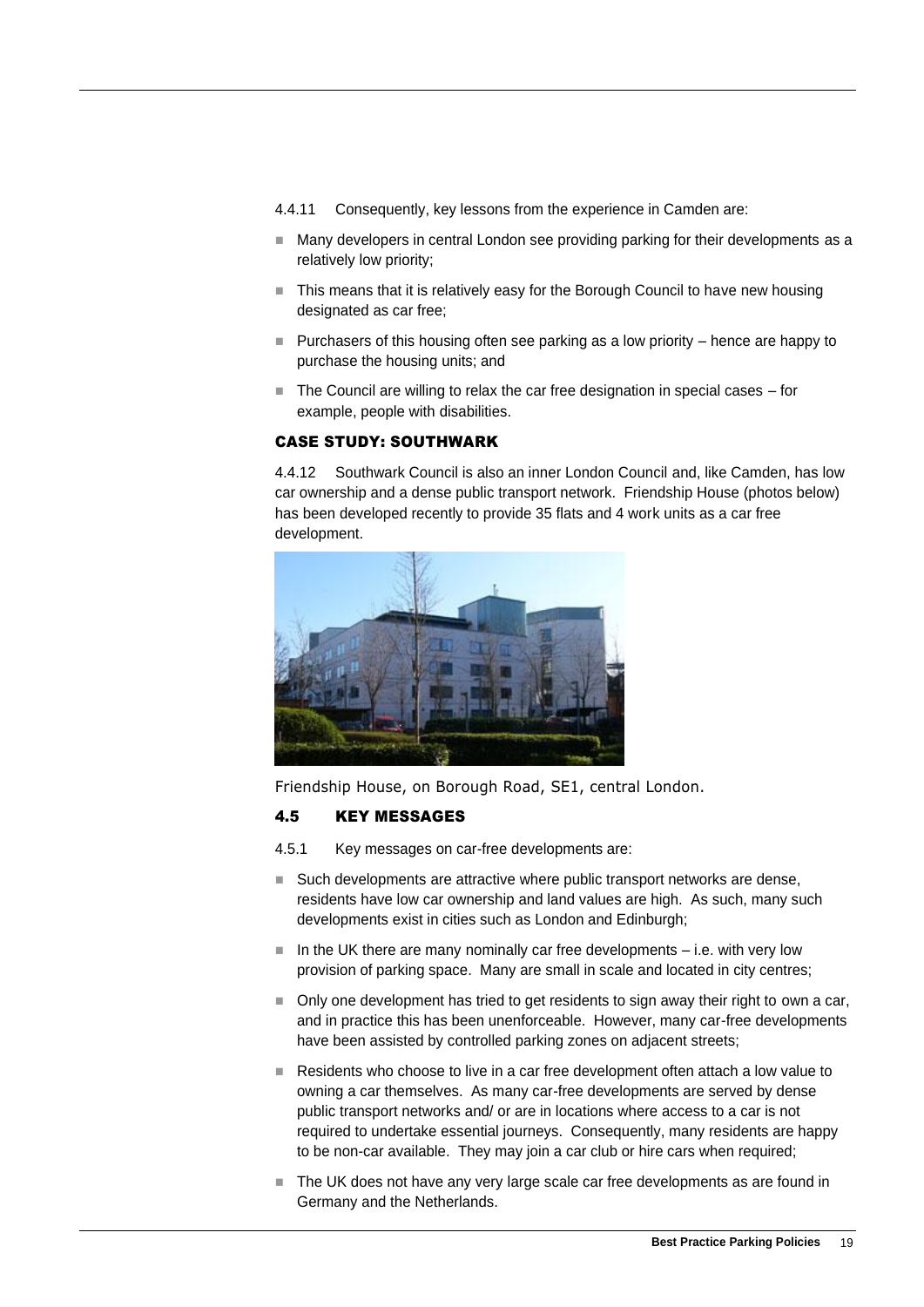4.4.11 Consequently, key lessons from the experience in Camden are:

- Many developers in central London see providing parking for their developments as a relatively low priority;
- This means that it is relatively easy for the Borough Council to have new housing designated as car free;
- Purchasers of this housing often see parking as a low priority – hence are happy to purchase the housing units; and
- The Council are willing to relax the car free designation in special cases – for example, people with disabilities.

### CASE STUDY: SOUTHWARK

4.4.12 Southwark Council is also an inner London Council and, like Camden, has low car ownership and a dense public transport network. Friendship House (photos below) has been developed recently to provide 35 flats and 4 work units as a car free development.

Friendship House, on Borough Road, SE1, central London.

## 4.5 KEY MESSAGES

4.5.1 Key messages on car-free developments are:

- Such developments are attractive where public transport networks are dense, residents have low car ownership and land values are high. As such, many such developments exist in cities such as London and Edinburgh;
- In the UK there are many nominally car free developments – i.e. with very low provision of parking space. Many are small in scale and located in city centres;
- Only one development has tried to get residents to sign away their right to own a car, and in practice this has been unenforceable. However, many car-free developments have been assisted by controlled parking zones on adjacent streets;
- Residents who choose to live in a car free development often attach a low value to owning a car themselves. As many car-free developments are served by dense public transport networks and/ or are in locations where access to a car is not required to undertake essential journeys. Consequently, many residents are happy to be non-car available. They may join a car club or hire cars when required;
- The UK does not have any very large scale car free developments as are found in Germany and the Netherlands.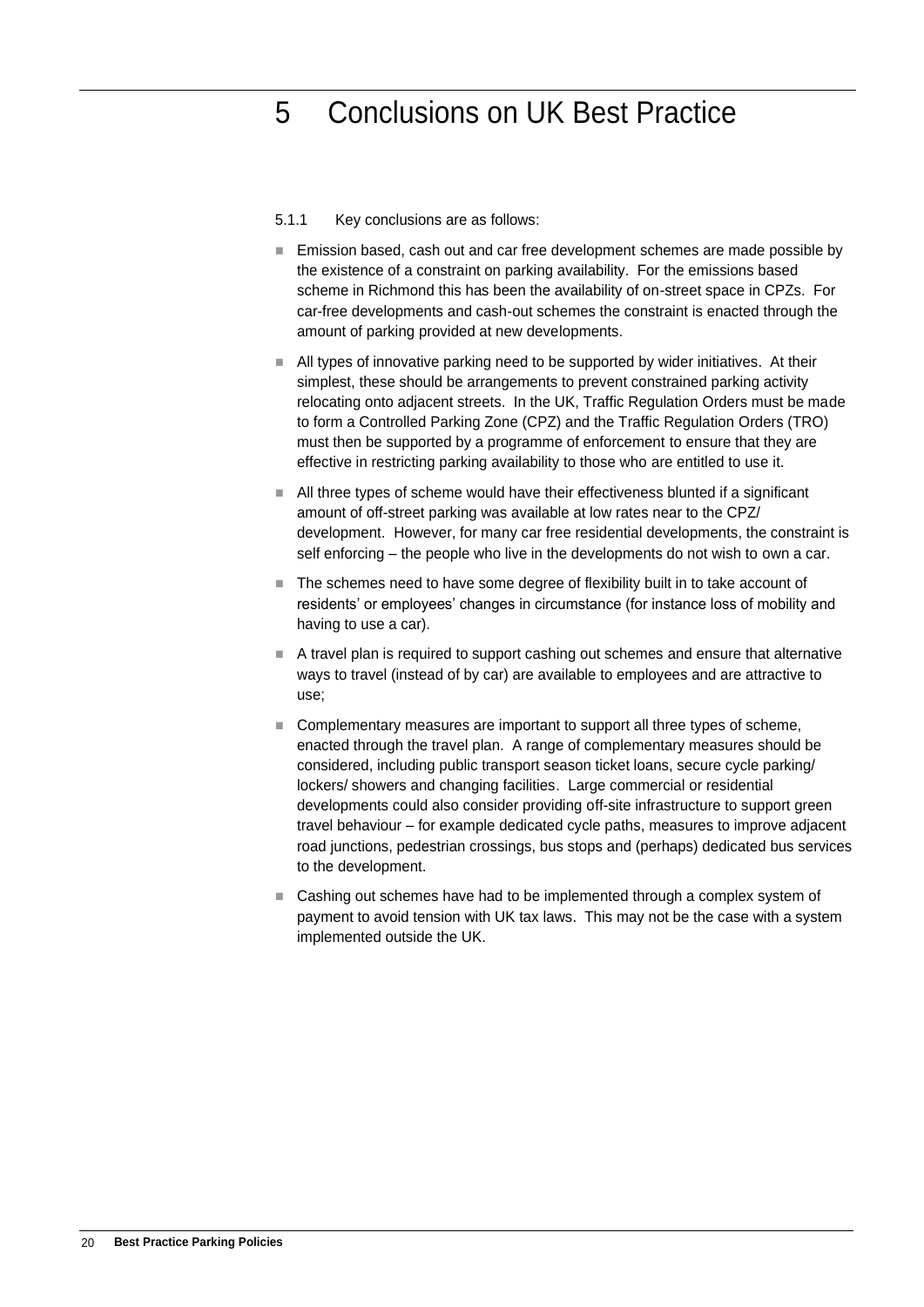# 5 Conclusions on UK Best Practice

5.1.1 Key conclusions are as follows:

- Emission based, cash out and car free development schemes are made possible by the existence of a constraint on parking availability. For the emissions based scheme in Richmond this has been the availability of on-street space in CPZs. For car-free developments and cash-out schemes the constraint is enacted through the amount of parking provided at new developments.
- All types of innovative parking need to be supported by wider initiatives. At their simplest, these should be arrangements to prevent constrained parking activity relocating onto adjacent streets. In the UK, Traffic Regulation Orders must be made to form a Controlled Parking Zone (CPZ) and the Traffic Regulation Orders (TRO) must then be supported by a programme of enforcement to ensure that they are effective in restricting parking availability to those who are entitled to use it.
- All three types of scheme would have their effectiveness blunted if a significant amount of off-street parking was available at low rates near to the CPZ/ development. However, for many car free residential developments, the constraint is self enforcing – the people who live in the developments do not wish to own a car.
- The schemes need to have some degree of flexibility built in to take account of residents' or employees' changes in circumstance (for instance loss of mobility and having to use a car).
- A travel plan is required to support cashing out schemes and ensure that alternative ways to travel (instead of by car) are available to employees and are attractive to use;
- Complementary measures are important to support all three types of scheme, enacted through the travel plan. A range of complementary measures should be considered, including public transport season ticket loans, secure cycle parking/ lockers/ showers and changing facilities. Large commercial or residential developments could also consider providing off-site infrastructure to support green travel behaviour – for example dedicated cycle paths, measures to improve adjacent road junctions, pedestrian crossings, bus stops and (perhaps) dedicated bus services to the development.
- Cashing out schemes have had to be implemented through a complex system of payment to avoid tension with UK tax laws. This may not be the case with a system implemented outside the UK.